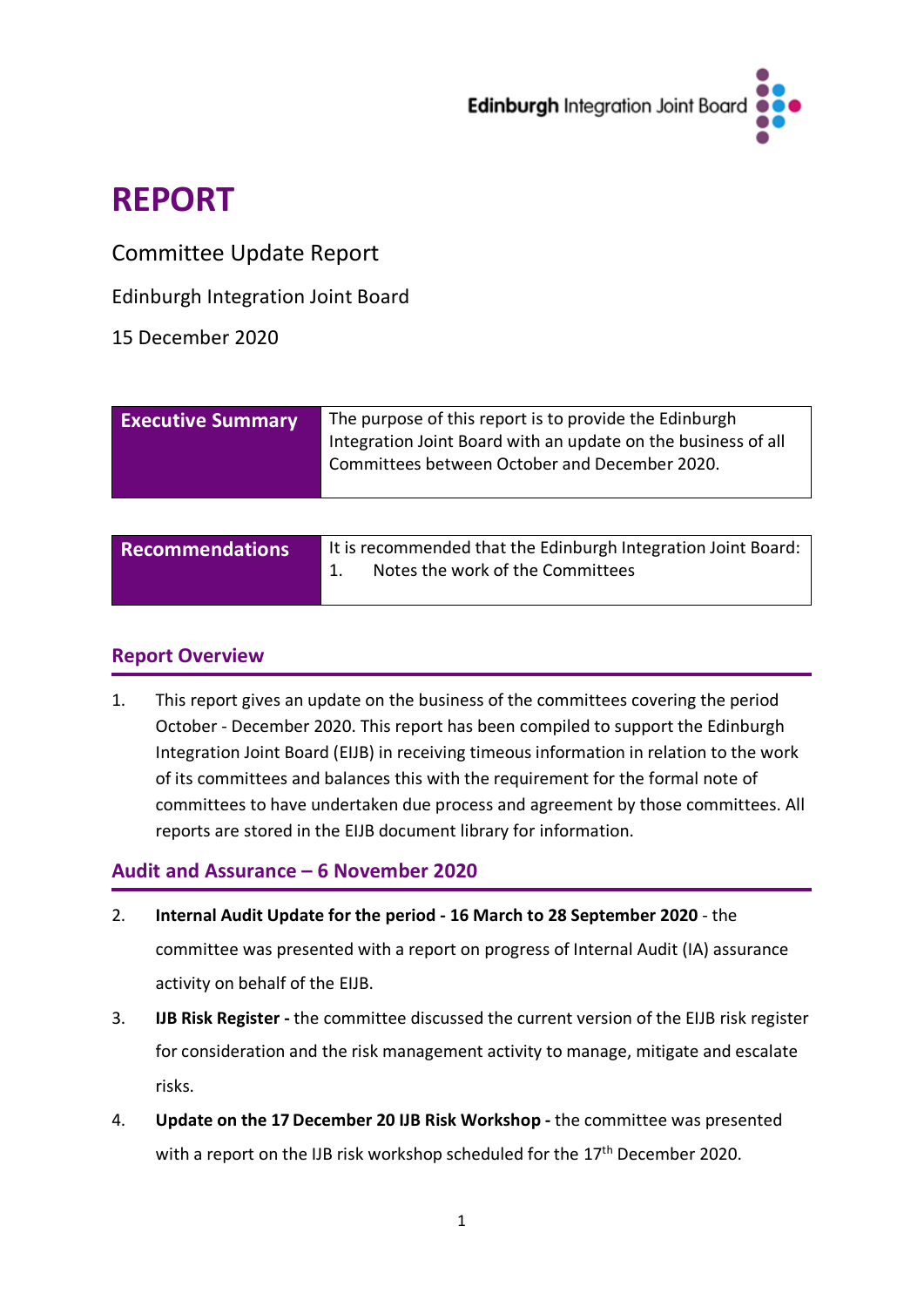# REPORT

Committee Update Report

Edinburgh Integration Joint Board

15 December 2020

| **Executive Summary** | The purpose of this report is to provide the Edinburgh Integration Joint Board with an update on the business of all Committees between October and December 2020. |
|---|---|

| **Recommendations** | It is recommended that the Edinburgh Integration Joint Board: 1. Notes the work of the Committees |
|---|---|

## Report Overview

1. This report gives an update on the business of the committees covering the period October - December 2020. This report has been compiled to support the Edinburgh Integration Joint Board (EIJB) in receiving timeous information in relation to the work of its committees and balances this with the requirement for the formal note of committees to have undertaken due process and agreement by those committees. All reports are stored in the EIJB document library for information.

## Audit and Assurance – 6 November 2020

2. **Internal Audit Update for the period - 16 March to 28 September 2020** - the committee was presented with a report on progress of Internal Audit (IA) assurance activity on behalf of the EIJB.
3. **IJB Risk Register -** the committee discussed the current version of the EIJB risk register for consideration and the risk management activity to manage, mitigate and escalate risks.
4. **Update on the 17 December 20 IJB Risk Workshop -** the committee was presented with a report on the IJB risk workshop scheduled for the 17th December 2020.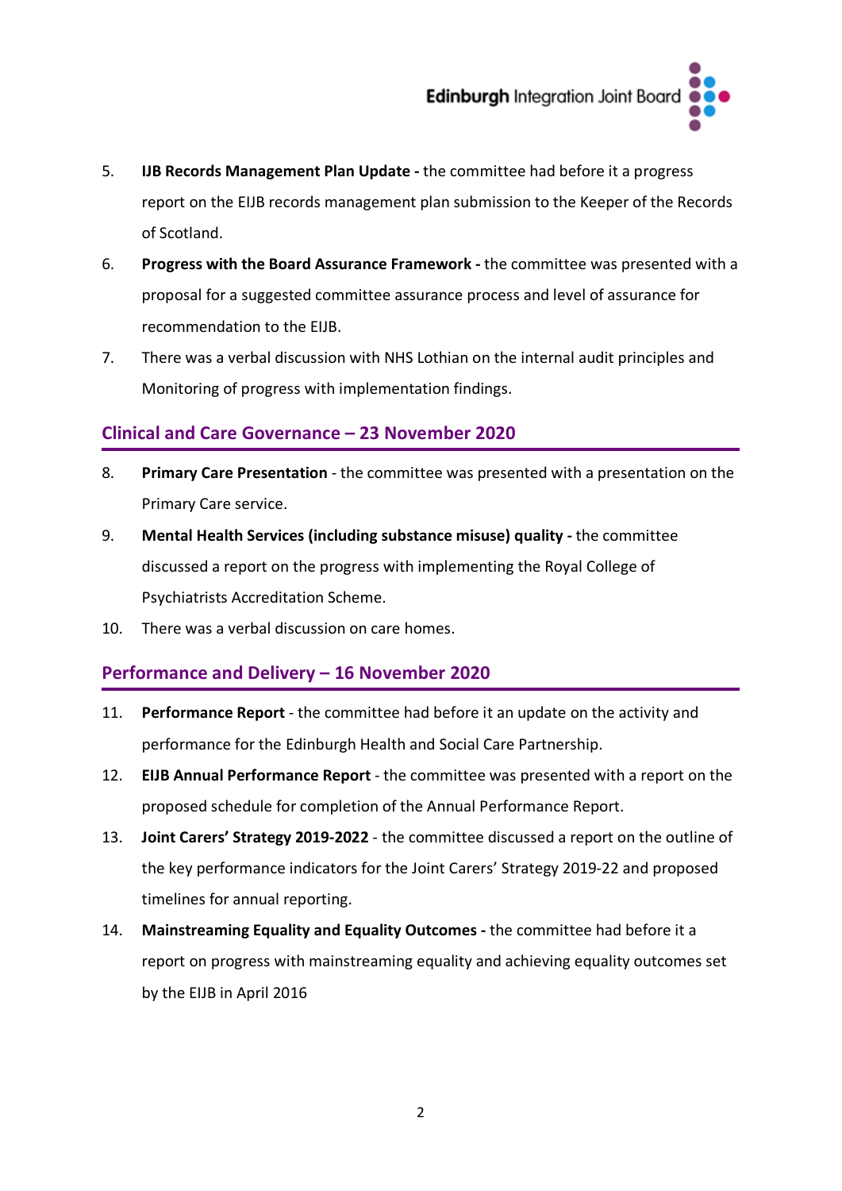5. **IJB Records Management Plan Update -** the committee had before it a progress report on the EIJB records management plan submission to the Keeper of the Records of Scotland.

6. **Progress with the Board Assurance Framework -** the committee was presented with a proposal for a suggested committee assurance process and level of assurance for recommendation to the EIJB.

7. There was a verbal discussion with NHS Lothian on the internal audit principles and Monitoring of progress with implementation findings.

## Clinical and Care Governance – 23 November 2020

8. **Primary Care Presentation** - the committee was presented with a presentation on the Primary Care service.

9. **Mental Health Services (including substance misuse) quality -** the committee discussed a report on the progress with implementing the Royal College of Psychiatrists Accreditation Scheme.

10. There was a verbal discussion on care homes.

## Performance and Delivery – 16 November 2020

11. **Performance Report** - the committee had before it an update on the activity and performance for the Edinburgh Health and Social Care Partnership.

12. **EIJB Annual Performance Report** - the committee was presented with a report on the proposed schedule for completion of the Annual Performance Report.

13. **Joint Carers' Strategy 2019-2022** - the committee discussed a report on the outline of the key performance indicators for the Joint Carers' Strategy 2019-22 and proposed timelines for annual reporting.

14. **Mainstreaming Equality and Equality Outcomes -** the committee had before it a report on progress with mainstreaming equality and achieving equality outcomes set by the EIJB in April 2016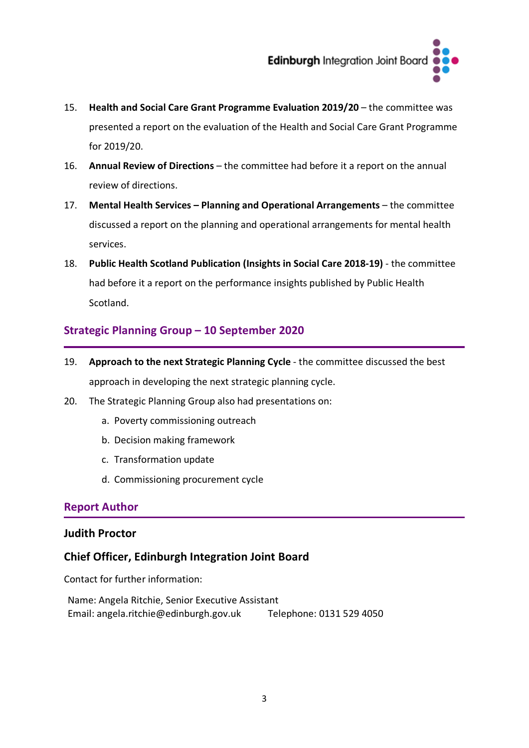15. **Health and Social Care Grant Programme Evaluation 2019/20** – the committee was presented a report on the evaluation of the Health and Social Care Grant Programme for 2019/20.
16. **Annual Review of Directions** – the committee had before it a report on the annual review of directions.
17. **Mental Health Services – Planning and Operational Arrangements** – the committee discussed a report on the planning and operational arrangements for mental health services.
18. **Public Health Scotland Publication (Insights in Social Care 2018-19)** - the committee had before it a report on the performance insights published by Public Health Scotland.

## Strategic Planning Group – 10 September 2020

19. **Approach to the next Strategic Planning Cycle** - the committee discussed the best approach in developing the next strategic planning cycle.
20. The Strategic Planning Group also had presentations on:
    a. Poverty commissioning outreach
    b. Decision making framework
    c. Transformation update
    d. Commissioning procurement cycle

## Report Author

### Judith Proctor

### Chief Officer, Edinburgh Integration Joint Board

Contact for further information:

Name: Angela Ritchie, Senior Executive Assistant
Email: angela.ritchie@edinburgh.gov.uk Telephone: 0131 529 4050